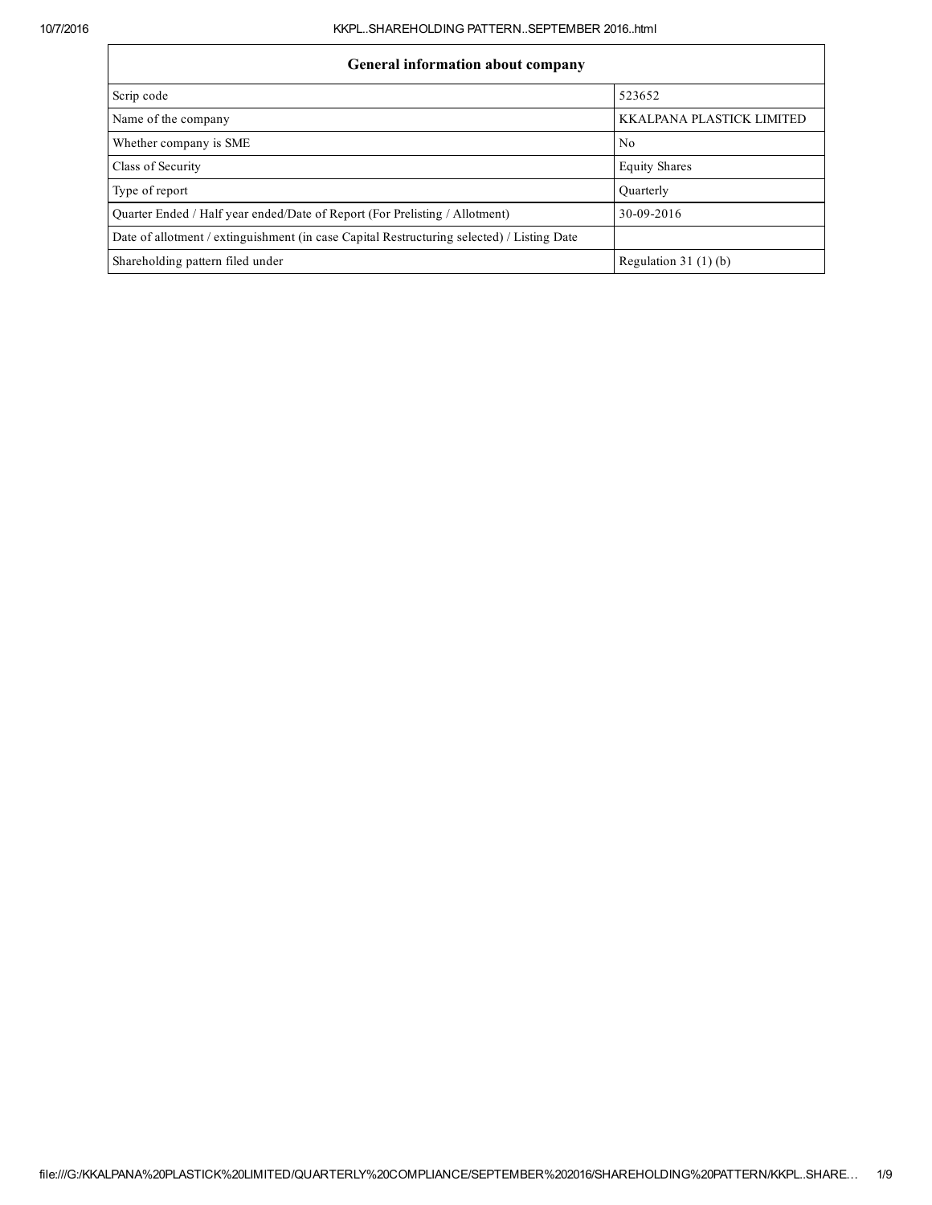| General information about company | |
|---|---|
| Scrip code | 523652 |
| Name of the company | KKALPANA PLASTICK LIMITED |
| Whether company is SME | No |
| Class of Security | Equity Shares |
| Type of report | Quarterly |
| Quarter Ended / Half year ended/Date of Report (For Prelisting / Allotment) | 30-09-2016 |
| Date of allotment / extinguishment (in case Capital Restructuring selected) / Listing Date | |
| Shareholding pattern filed under | Regulation 31 (1) (b) |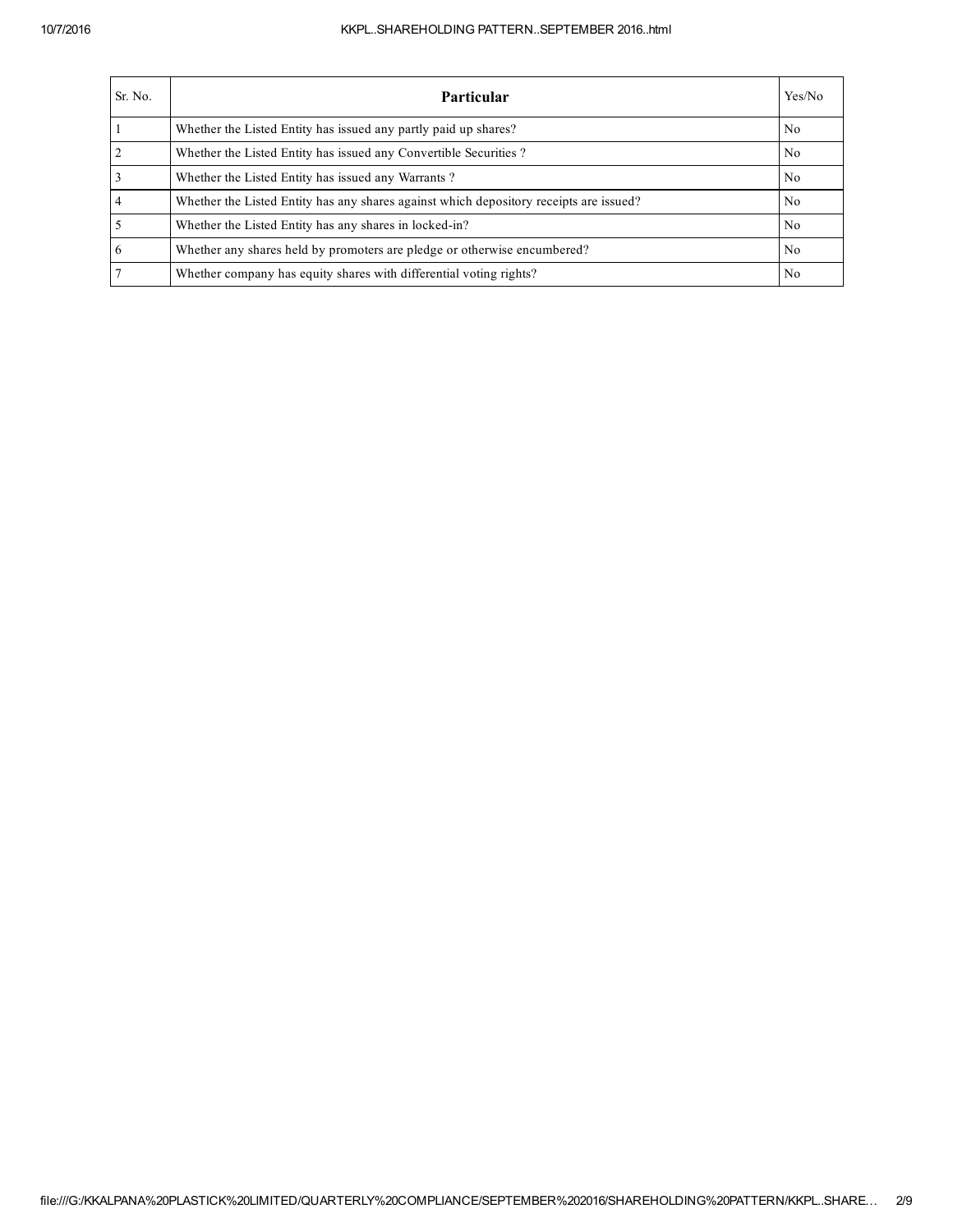| Sr. No. | Particular | Yes/No |
|---|---|---|
| 1 | Whether the Listed Entity has issued any partly paid up shares? | No |
| 2 | Whether the Listed Entity has issued any Convertible Securities ? | No |
| 3 | Whether the Listed Entity has issued any Warrants ? | No |
| 4 | Whether the Listed Entity has any shares against which depository receipts are issued? | No |
| 5 | Whether the Listed Entity has any shares in locked-in? | No |
| 6 | Whether any shares held by promoters are pledge or otherwise encumbered? | No |
| 7 | Whether company has equity shares with differential voting rights? | No |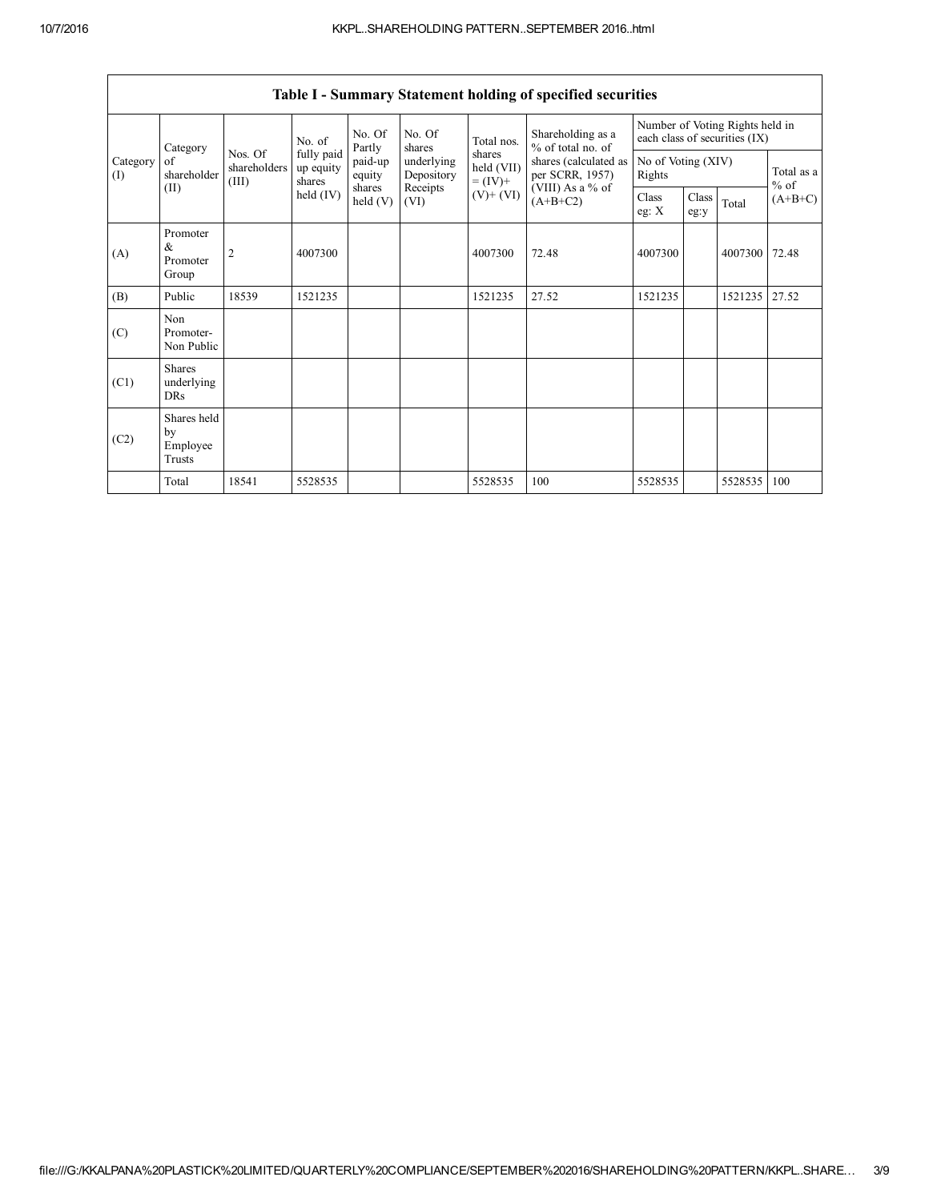# Table I - Summary Statement holding of specified securities

| Category (I) | Category of shareholder (II) | Nos. Of shareholders (III) | No. of fully paid up equity shares held (IV) | No. Of Partly paid-up equity shares held (V) | No. Of shares underlying Depository Receipts (VI) | Total nos. shares held (VII) = (IV)+ (V)+ (VI) | Shareholding as a % of total no. of shares (calculated as per SCRR, 1957) (VIII) As a % of (A+B+C2) | Number of Voting Rights held in each class of securities (IX) | | | |
|---|---|---|---|---|---|---|---|---|---|---|---|
| | | | | | | | | No of Voting (XIV) Rights | | | Total as a % of (A+B+C) |
| | | | | | | | | Class eg: X | Class eg:y | Total | |
| (A) | Promoter & Promoter Group | 2 | 4007300 | | | 4007300 | 72.48 | 4007300 | | 4007300 | 72.48 |
| (B) | Public | 18539 | 1521235 | | | 1521235 | 27.52 | 1521235 | | 1521235 | 27.52 |
| (C) | Non Promoter- Non Public | | | | | | | | | | |
| (C1) | Shares underlying DRs | | | | | | | | | | |
| (C2) | Shares held by Employee Trusts | | | | | | | | | | |
| | Total | 18541 | 5528535 | | | 5528535 | 100 | 5528535 | | 5528535 | 100 |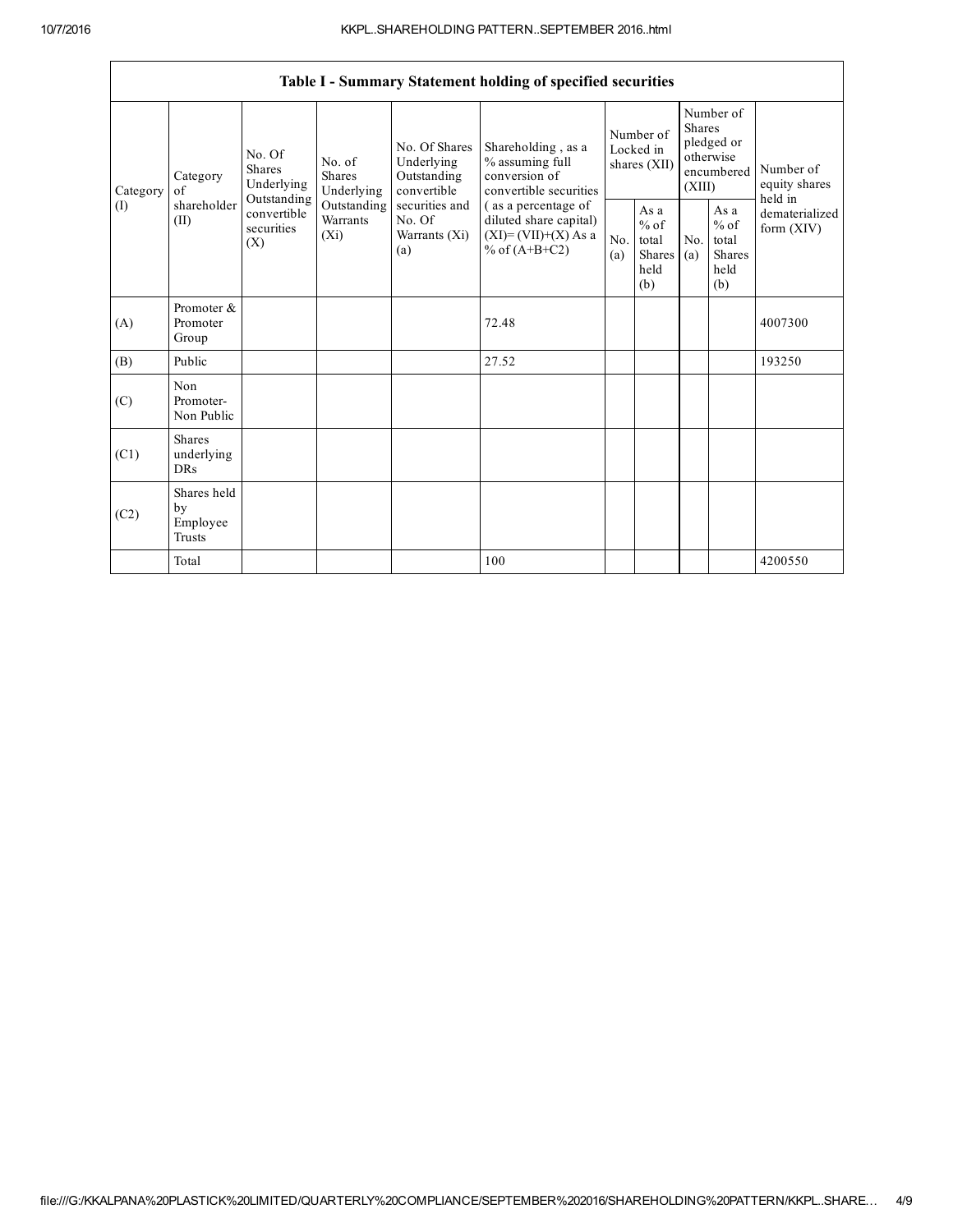| Table I - Summary Statement holding of specified securities | | | | | | | | | | | |
|---|---|---|---|---|---|---|---|---|---|---|---|
| Category (I) | Category of shareholder (II) | No. Of Shares Underlying Outstanding convertible securities (X) | No. of Shares Underlying Outstanding Warrants (Xi) | No. Of Shares Underlying Outstanding convertible securities and No. Of Warrants (Xi) (a) | Shareholding , as a % assuming full conversion of convertible securities ( as a percentage of diluted share capital) (XI)= (VII)+(X) As a % of (A+B+C2) | Number of Locked in shares (XII) | | Number of Shares pledged or otherwise encumbered (XIII) | | Number of equity shares held in dematerialized form (XIV) |
| | | | | | | No. (a) | As a % of total Shares held (b) | No. (a) | As a % of total Shares held (b) | |
| (A) | Promoter & Promoter Group | | | | 72.48 | | | | | 4007300 |
| (B) | Public | | | | 27.52 | | | | | 193250 |
| (C) | Non Promoter- Non Public | | | | | | | | | |
| (C1) | Shares underlying DRs | | | | | | | | | |
| (C2) | Shares held by Employee Trusts | | | | | | | | | |
| | Total | | | | 100 | | | | | 4200550 |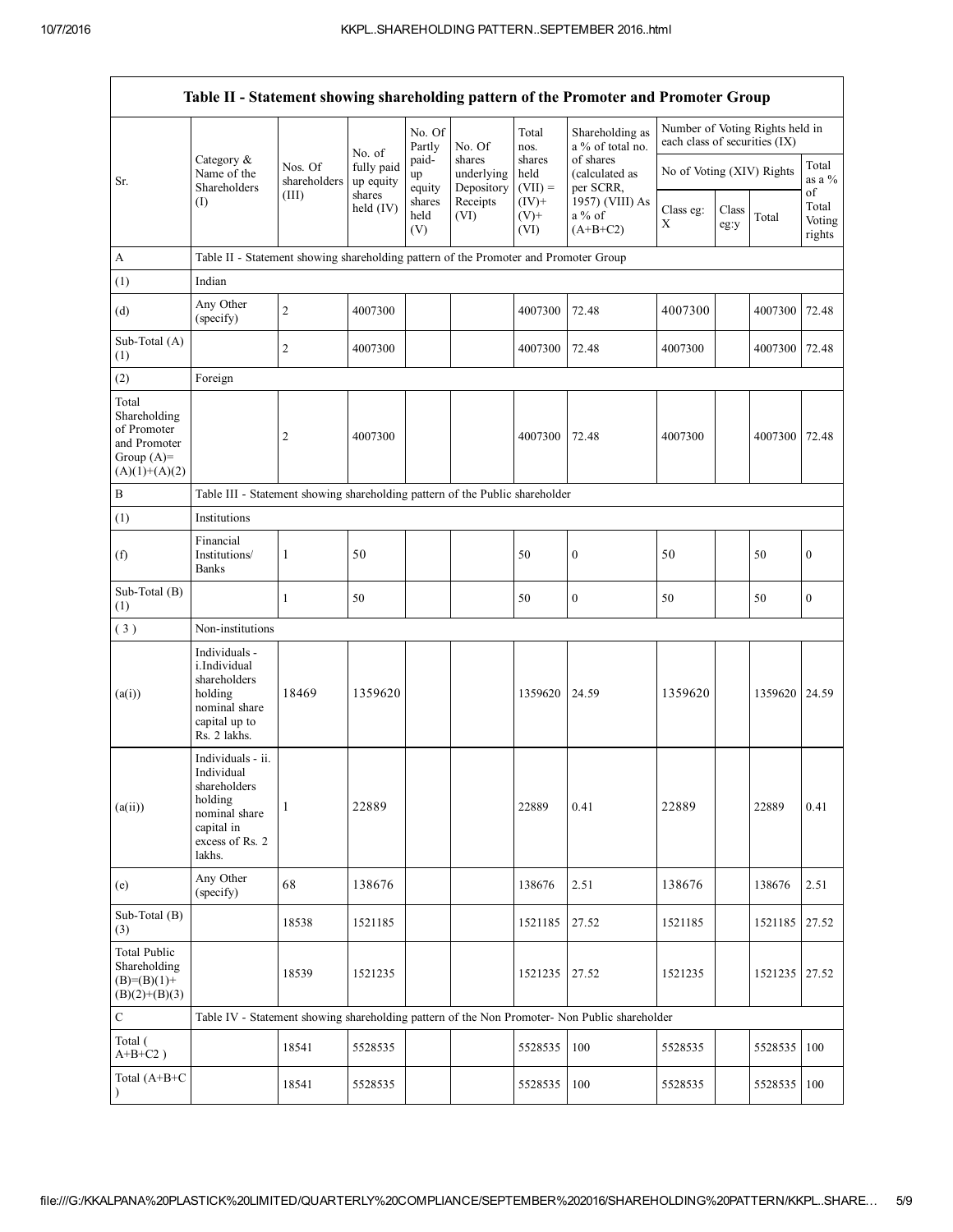| Table II - Statement showing shareholding pattern of the Promoter and Promoter Group | | | | | | | | | | | |
|---|---|---|---|---|---|---|---|---|---|---|---|
| Sr. | Category & Name of the Shareholders (I) | Nos. Of shareholders (III) | No. of fully paid up equity shares held (IV) | No. Of Partly paid-up equity shares held (V) | No. Of shares underlying Depository Receipts (VI) | Total nos. shares held (VII) = (IV)+ (V)+ (VI) | Shareholding as a % of total no. of shares (calculated as per SCRR, 1957) (VIII) As a % of (A+B+C2) | Number of Voting Rights held in each class of securities (IX) | | | |
| | | | | | | | | No of Voting (XIV) Rights | | | Total as a % of Total Voting rights |
| | | | | | | | | Class eg: X | Class eg:y | Total | |
| A | Table II - Statement showing shareholding pattern of the Promoter and Promoter Group | | | | | | | | | | |
| (1) | Indian | | | | | | | | | | |
| (d) | Any Other (specify) | 2 | 4007300 | | | 4007300 | 72.48 | 4007300 | | 4007300 | 72.48 |
| Sub-Total (A)(1) | | 2 | 4007300 | | | 4007300 | 72.48 | 4007300 | | 4007300 | 72.48 |
| (2) | Foreign | | | | | | | | | | |
| Total Shareholding of Promoter and Promoter Group (A)=(A)(1)+(A)(2) | | 2 | 4007300 | | | 4007300 | 72.48 | 4007300 | | 4007300 | 72.48 |
| B | Table III - Statement showing shareholding pattern of the Public shareholder | | | | | | | | | | |
| (1) | Institutions | | | | | | | | | | |
| (f) | Financial Institutions/ Banks | 1 | 50 | | | 50 | 0 | 50 | | 50 | 0 |
| Sub-Total (B)(1) | | 1 | 50 | | | 50 | 0 | 50 | | 50 | 0 |
| ( 3 ) | Non-institutions | | | | | | | | | | |
| (a(i)) | Individuals - i.Individual shareholders holding nominal share capital up to Rs. 2 lakhs. | 18469 | 1359620 | | | 1359620 | 24.59 | 1359620 | | 1359620 | 24.59 |
| (a(ii)) | Individuals - ii. Individual shareholders holding nominal share capital in excess of Rs. 2 lakhs. | 1 | 22889 | | | 22889 | 0.41 | 22889 | | 22889 | 0.41 |
| (e) | Any Other (specify) | 68 | 138676 | | | 138676 | 2.51 | 138676 | | 138676 | 2.51 |
| Sub-Total (B)(3) | | 18538 | 1521185 | | | 1521185 | 27.52 | 1521185 | | 1521185 | 27.52 |
| Total Public Shareholding (B)=(B)(1)+(B)(2)+(B)(3) | | 18539 | 1521235 | | | 1521235 | 27.52 | 1521235 | | 1521235 | 27.52 |
| C | Table IV - Statement showing shareholding pattern of the Non Promoter- Non Public shareholder | | | | | | | | | | |
| Total ( A+B+C2 ) | | 18541 | 5528535 | | | 5528535 | 100 | 5528535 | | 5528535 | 100 |
| Total (A+B+C ) | | 18541 | 5528535 | | | 5528535 | 100 | 5528535 | | 5528535 | 100 |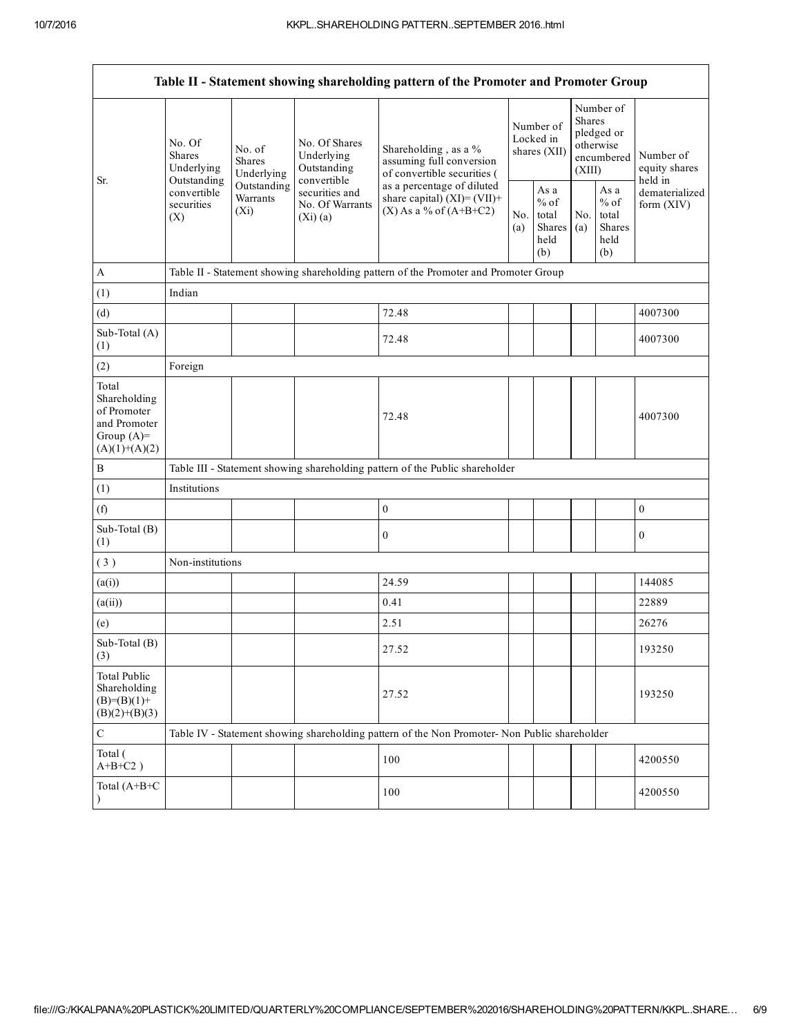| Table II - Statement showing shareholding pattern of the Promoter and Promoter Group | | | | | | | | | |
|---|---|---|---|---|---|---|---|---|---|
| Sr. | No. Of Shares Underlying Outstanding convertible securities (X) | No. of Shares Underlying Outstanding Warrants (Xi) | No. Of Shares Underlying Outstanding convertible securities and No. Of Warrants (Xi) (a) | Shareholding , as a % assuming full conversion of convertible securities ( as a percentage of diluted share capital) (XI)= (VII)+(X) As a % of (A+B+C2) | Number of Locked in shares (XII) | | Number of Shares pledged or otherwise encumbered (XIII) | | Number of equity shares held in dematerialized form (XIV) |
| | | | | | No. (a) | As a % of total Shares held (b) | No. (a) | As a % of total Shares held (b) | |
| A | Table II - Statement showing shareholding pattern of the Promoter and Promoter Group | | | | | | | | |
| (1) | Indian | | | | | | | | |
| (d) | | | | 72.48 | | | | | 4007300 |
| Sub-Total (A) (1) | | | | 72.48 | | | | | 4007300 |
| (2) | Foreign | | | | | | | | |
| Total Shareholding of Promoter and Promoter Group (A)= (A)(1)+(A)(2) | | | | 72.48 | | | | | 4007300 |
| B | Table III - Statement showing shareholding pattern of the Public shareholder | | | | | | | | |
| (1) | Institutions | | | | | | | | |
| (f) | | | | 0 | | | | | 0 |
| Sub-Total (B) (1) | | | | 0 | | | | | 0 |
| ( 3 ) | Non-institutions | | | | | | | | |
| (a(i)) | | | | 24.59 | | | | | 144085 |
| (a(ii)) | | | | 0.41 | | | | | 22889 |
| (e) | | | | 2.51 | | | | | 26276 |
| Sub-Total (B) (3) | | | | 27.52 | | | | | 193250 |
| Total Public Shareholding (B)=(B)(1)+ (B)(2)+(B)(3) | | | | 27.52 | | | | | 193250 |
| C | Table IV - Statement showing shareholding pattern of the Non Promoter- Non Public shareholder | | | | | | | | |
| Total ( A+B+C2 ) | | | | 100 | | | | | 4200550 |
| Total (A+B+C ) | | | | 100 | | | | | 4200550 |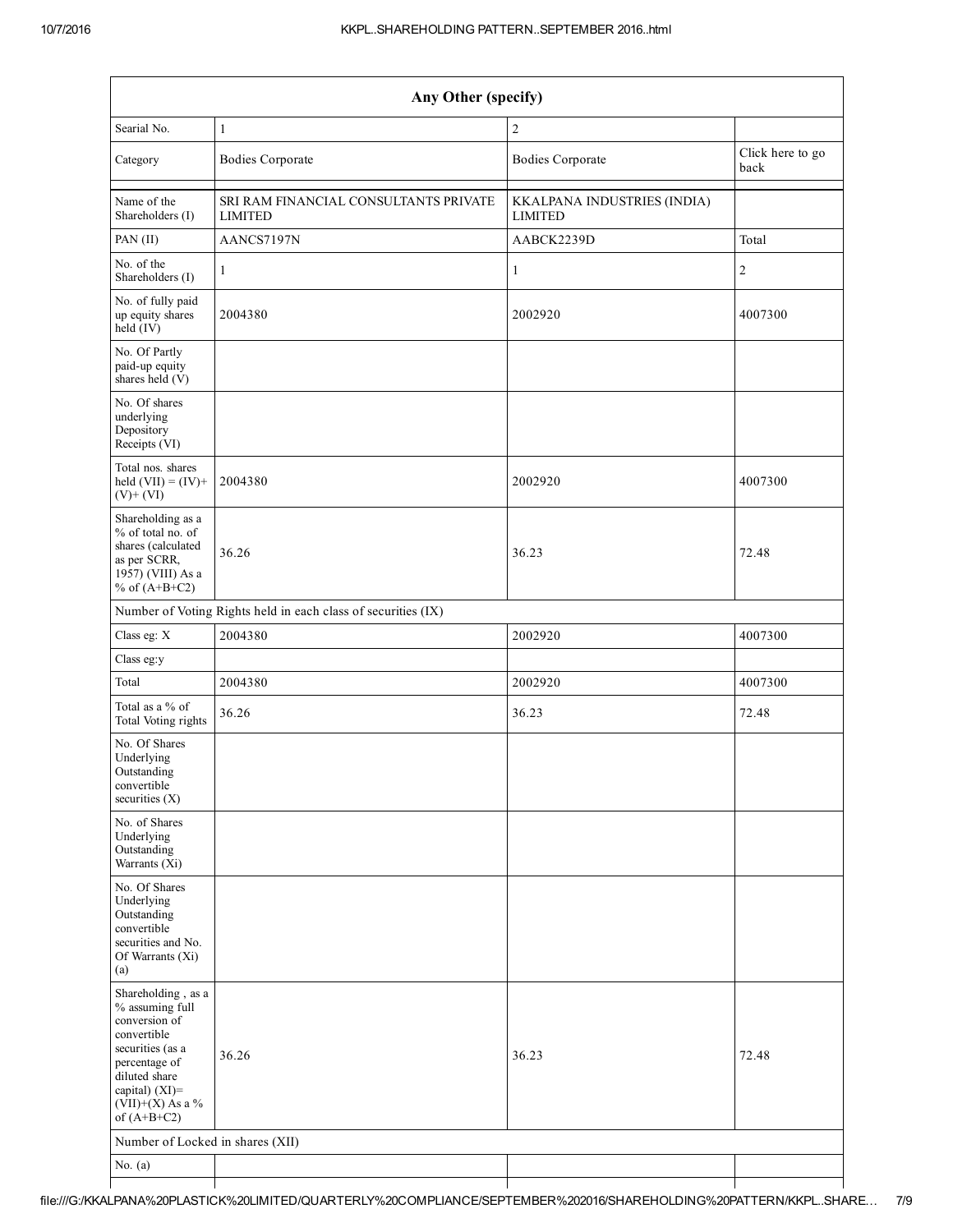| Any Other (specify) | | | |
|---|---|---|---|
| Searial No. | 1 | 2 | |
| Category | Bodies Corporate | Bodies Corporate | Click here to go back |
| Name of the Shareholders (I) | SRI RAM FINANCIAL CONSULTANTS PRIVATE LIMITED | KKALPANA INDUSTRIES (INDIA) LIMITED | |
| PAN (II) | AANCS7197N | AABCK2239D | Total |
| No. of the Shareholders (I) | 1 | 1 | 2 |
| No. of fully paid up equity shares held (IV) | 2004380 | 2002920 | 4007300 |
| No. Of Partly paid-up equity shares held (V) | | | |
| No. Of shares underlying Depository Receipts (VI) | | | |
| Total nos. shares held (VII) = (IV)+ (V)+ (VI) | 2004380 | 2002920 | 4007300 |
| Shareholding as a % of total no. of shares (calculated as per SCRR, 1957) (VIII) As a % of (A+B+C2) | 36.26 | 36.23 | 72.48 |
| Number of Voting Rights held in each class of securities (IX) | | | |
| Class eg: X | 2004380 | 2002920 | 4007300 |
| Class eg:y | | | |
| Total | 2004380 | 2002920 | 4007300 |
| Total as a % of Total Voting rights | 36.26 | 36.23 | 72.48 |
| No. Of Shares Underlying Outstanding convertible securities (X) | | | |
| No. of Shares Underlying Outstanding Warrants (Xi) | | | |
| No. Of Shares Underlying Outstanding convertible securities and No. Of Warrants (Xi) (a) | | | |
| Shareholding , as a % assuming full conversion of convertible securities (as a percentage of diluted share capital) (XI)= (VII)+(X) As a % of (A+B+C2) | 36.26 | 36.23 | 72.48 |
| Number of Locked in shares (XII) | | | |
| No. (a) | | | |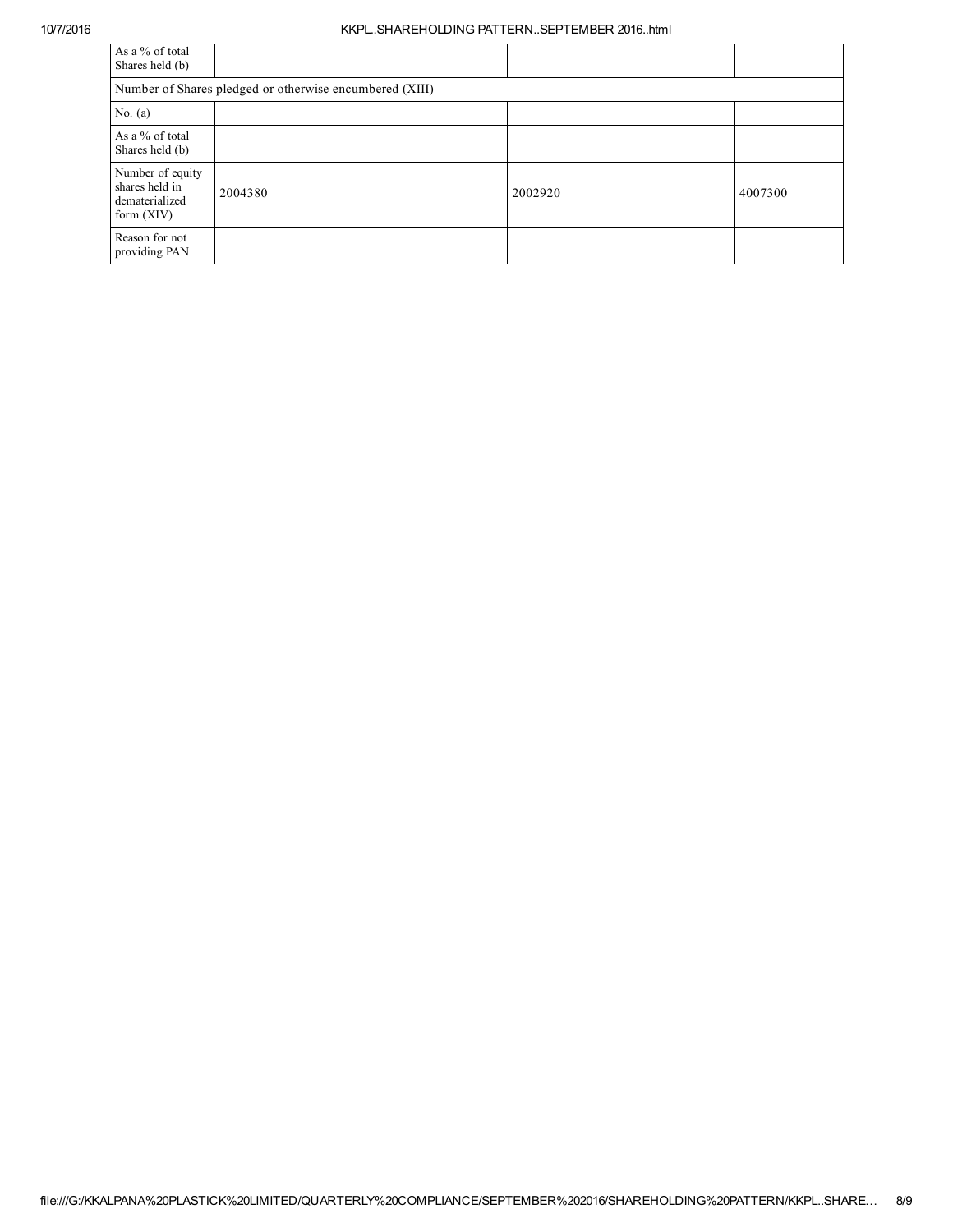| | | | |
|---|---|---|---|
| As a % of total Shares held (b) | | | |
| Number of Shares pledged or otherwise encumbered (XIII) | | | |
| No. (a) | | | |
| As a % of total Shares held (b) | | | |
| Number of equity shares held in dematerialized form (XIV) | 2004380 | 2002920 | 4007300 |
| Reason for not providing PAN | | | |